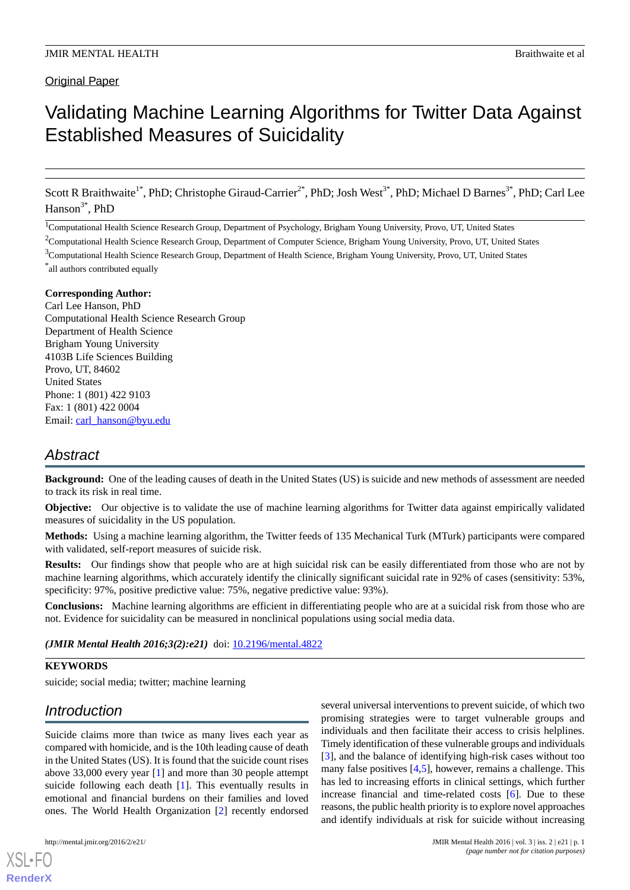Original Paper

# Validating Machine Learning Algorithms for Twitter Data Against Established Measures of Suicidality

Scott R Braithwaite[1*], PhD; Christophe Giraud-Carrier[2*], PhD; Josh West[3*], PhD; Michael D Barnes[3*], PhD; Carl Lee Hanson[3*], PhD

[1]Computational Health Science Research Group, Department of Psychology, Brigham Young University, Provo, UT, United States

[2]Computational Health Science Research Group, Department of Computer Science, Brigham Young University, Provo, UT, United States

[3]Computational Health Science Research Group, Department of Health Science, Brigham Young University, Provo, UT, United States

[*]all authors contributed equally

**Corresponding Author:**
Carl Lee Hanson, PhD
Computational Health Science Research Group
Department of Health Science
Brigham Young University
4103B Life Sciences Building
Provo, UT, 84602
United States
Phone: 1 (801) 422 9103
Fax: 1 (801) 422 0004
Email: carl_hanson@byu.edu

## Abstract

**Background:** One of the leading causes of death in the United States (US) is suicide and new methods of assessment are needed to track its risk in real time.

**Objective:** Our objective is to validate the use of machine learning algorithms for Twitter data against empirically validated measures of suicidality in the US population.

**Methods:** Using a machine learning algorithm, the Twitter feeds of 135 Mechanical Turk (MTurk) participants were compared with validated, self-report measures of suicide risk.

**Results:** Our findings show that people who are at high suicidal risk can be easily differentiated from those who are not by machine learning algorithms, which accurately identify the clinically significant suicidal rate in 92% of cases (sensitivity: 53%, specificity: 97%, positive predictive value: 75%, negative predictive value: 93%).

**Conclusions:** Machine learning algorithms are efficient in differentiating people who are at a suicidal risk from those who are not. Evidence for suicidality can be measured in nonclinical populations using social media data.

***(JMIR Mental Health 2016;3(2):e21)*** doi: 10.2196/mental.4822

**KEYWORDS**

suicide; social media; twitter; machine learning

## Introduction

Suicide claims more than twice as many lives each year as compared with homicide, and is the 10th leading cause of death in the United States (US). It is found that the suicide count rises above 33,000 every year [1] and more than 30 people attempt suicide following each death [1]. This eventually results in emotional and financial burdens on their families and loved ones. The World Health Organization [2] recently endorsed several universal interventions to prevent suicide, of which two promising strategies were to target vulnerable groups and individuals and then facilitate their access to crisis helplines. Timely identification of these vulnerable groups and individuals [3], and the balance of identifying high-risk cases without too many false positives [4,5], however, remains a challenge. This has led to increasing efforts in clinical settings, which further increase financial and time-related costs [6]. Due to these reasons, the public health priority is to explore novel approaches and identify individuals at risk for suicide without increasing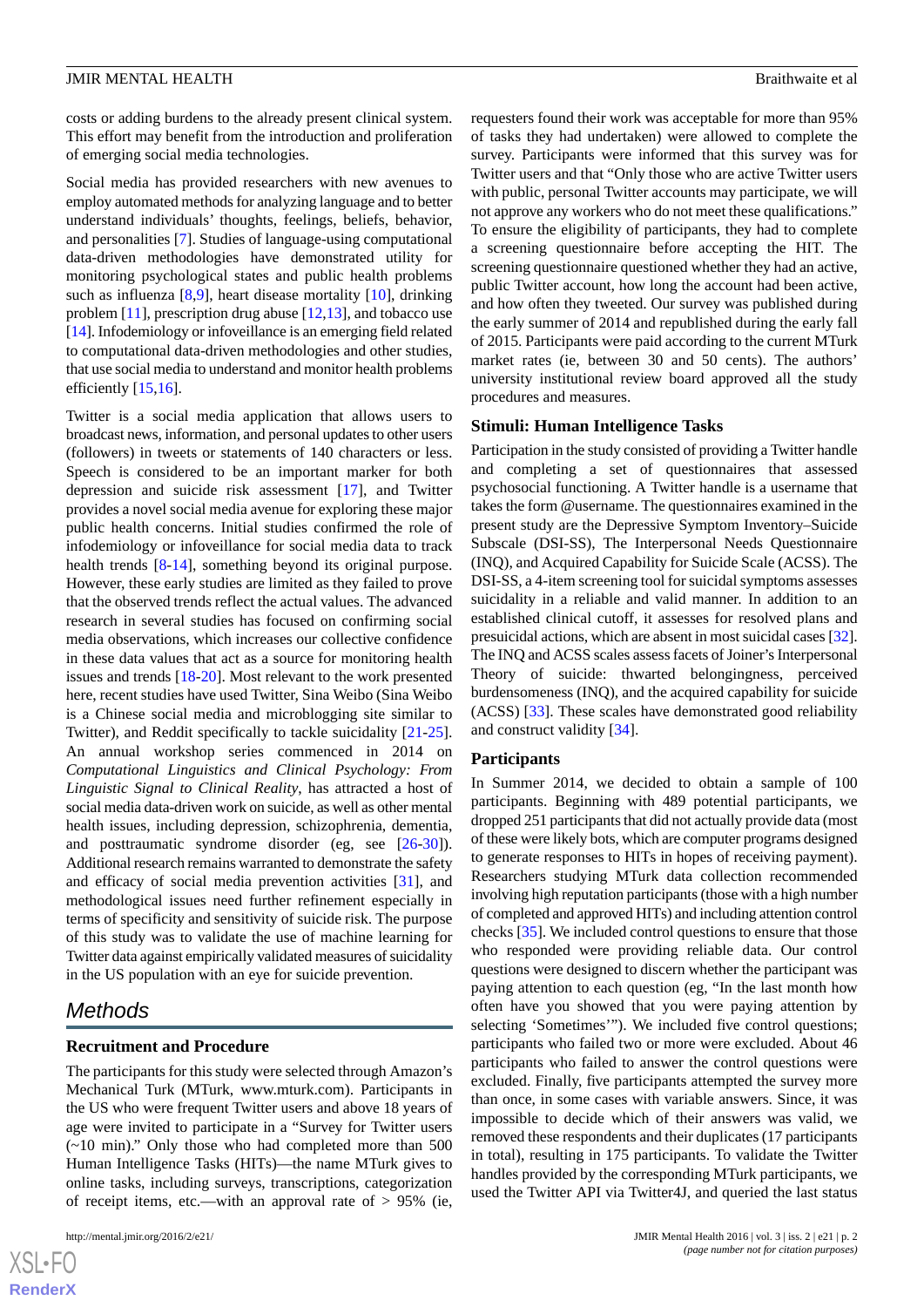costs or adding burdens to the already present clinical system. This effort may benefit from the introduction and proliferation of emerging social media technologies.

Social media has provided researchers with new avenues to employ automated methods for analyzing language and to better understand individuals' thoughts, feelings, beliefs, behavior, and personalities [7]. Studies of language-using computational data-driven methodologies have demonstrated utility for monitoring psychological states and public health problems such as influenza [8,9], heart disease mortality [10], drinking problem [11], prescription drug abuse [12,13], and tobacco use [14]. Infodemiology or infoveillance is an emerging field related to computational data-driven methodologies and other studies, that use social media to understand and monitor health problems efficiently [15,16].

Twitter is a social media application that allows users to broadcast news, information, and personal updates to other users (followers) in tweets or statements of 140 characters or less. Speech is considered to be an important marker for both depression and suicide risk assessment [17], and Twitter provides a novel social media avenue for exploring these major public health concerns. Initial studies confirmed the role of infodemiology or infoveillance for social media data to track health trends [8-14], something beyond its original purpose. However, these early studies are limited as they failed to prove that the observed trends reflect the actual values. The advanced research in several studies has focused on confirming social media observations, which increases our collective confidence in these data values that act as a source for monitoring health issues and trends [18-20]. Most relevant to the work presented here, recent studies have used Twitter, Sina Weibo (Sina Weibo is a Chinese social media and microblogging site similar to Twitter), and Reddit specifically to tackle suicidality [21-25]. An annual workshop series commenced in 2014 on *Computational Linguistics and Clinical Psychology: From Linguistic Signal to Clinical Reality*, has attracted a host of social media data-driven work on suicide, as well as other mental health issues, including depression, schizophrenia, dementia, and posttraumatic syndrome disorder (eg, see [26-30]). Additional research remains warranted to demonstrate the safety and efficacy of social media prevention activities [31], and methodological issues need further refinement especially in terms of specificity and sensitivity of suicide risk. The purpose of this study was to validate the use of machine learning for Twitter data against empirically validated measures of suicidality in the US population with an eye for suicide prevention.

## Methods

### Recruitment and Procedure

The participants for this study were selected through Amazon's Mechanical Turk (MTurk, www.mturk.com). Participants in the US who were frequent Twitter users and above 18 years of age were invited to participate in a "Survey for Twitter users (~10 min)." Only those who had completed more than 500 Human Intelligence Tasks (HITs)—the name MTurk gives to online tasks, including surveys, transcriptions, categorization of receipt items, etc.—with an approval rate of > 95% (ie, requesters found their work was acceptable for more than 95% of tasks they had undertaken) were allowed to complete the survey. Participants were informed that this survey was for Twitter users and that "Only those who are active Twitter users with public, personal Twitter accounts may participate, we will not approve any workers who do not meet these qualifications." To ensure the eligibility of participants, they had to complete a screening questionnaire before accepting the HIT. The screening questionnaire questioned whether they had an active, public Twitter account, how long the account had been active, and how often they tweeted. Our survey was published during the early summer of 2014 and republished during the early fall of 2015. Participants were paid according to the current MTurk market rates (ie, between 30 and 50 cents). The authors' university institutional review board approved all the study procedures and measures.

### Stimuli: Human Intelligence Tasks

Participation in the study consisted of providing a Twitter handle and completing a set of questionnaires that assessed psychosocial functioning. A Twitter handle is a username that takes the form @username. The questionnaires examined in the present study are the Depressive Symptom Inventory–Suicide Subscale (DSI-SS), The Interpersonal Needs Questionnaire (INQ), and Acquired Capability for Suicide Scale (ACSS). The DSI-SS, a 4-item screening tool for suicidal symptoms assesses suicidality in a reliable and valid manner. In addition to an established clinical cutoff, it assesses for resolved plans and presuicidal actions, which are absent in most suicidal cases [32]. The INQ and ACSS scales assess facets of Joiner's Interpersonal Theory of suicide: thwarted belongingness, perceived burdensomeness (INQ), and the acquired capability for suicide (ACSS) [33]. These scales have demonstrated good reliability and construct validity [34].

### Participants

In Summer 2014, we decided to obtain a sample of 100 participants. Beginning with 489 potential participants, we dropped 251 participants that did not actually provide data (most of these were likely bots, which are computer programs designed to generate responses to HITs in hopes of receiving payment). Researchers studying MTurk data collection recommended involving high reputation participants (those with a high number of completed and approved HITs) and including attention control checks [35]. We included control questions to ensure that those who responded were providing reliable data. Our control questions were designed to discern whether the participant was paying attention to each question (eg, "In the last month how often have you showed that you were paying attention by selecting 'Sometimes'"). We included five control questions; participants who failed two or more were excluded. About 46 participants who failed to answer the control questions were excluded. Finally, five participants attempted the survey more than once, in some cases with variable answers. Since, it was impossible to decide which of their answers was valid, we removed these respondents and their duplicates (17 participants in total), resulting in 175 participants. To validate the Twitter handles provided by the corresponding MTurk participants, we used the Twitter API via Twitter4J, and queried the last status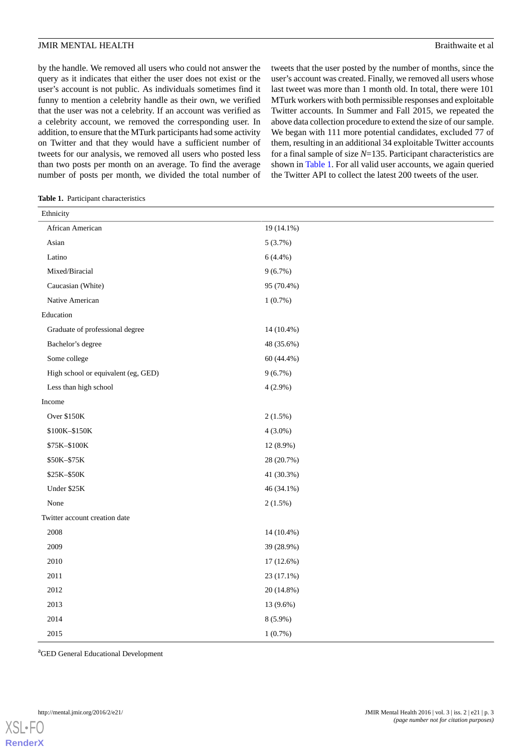by the handle. We removed all users who could not answer the query as it indicates that either the user does not exist or the user's account is not public. As individuals sometimes find it funny to mention a celebrity handle as their own, we verified that the user was not a celebrity. If an account was verified as a celebrity account, we removed the corresponding user. In addition, to ensure that the MTurk participants had some activity on Twitter and that they would have a sufficient number of tweets for our analysis, we removed all users who posted less than two posts per month on an average. To find the average number of posts per month, we divided the total number of tweets that the user posted by the number of months, since the user's account was created. Finally, we removed all users whose last tweet was more than 1 month old. In total, there were 101 MTurk workers with both permissible responses and exploitable Twitter accounts. In Summer and Fall 2015, we repeated the above data collection procedure to extend the size of our sample. We began with 111 more potential candidates, excluded 77 of them, resulting in an additional 34 exploitable Twitter accounts for a final sample of size *N*=135. Participant characteristics are shown in Table 1. For all valid user accounts, we again queried the Twitter API to collect the latest 200 tweets of the user.

**Table 1.** Participant characteristics

| | |
|---|---|
| **Ethnicity** | |
| African American | 19 (14.1%) |
| Asian | 5 (3.7%) |
| Latino | 6 (4.4%) |
| Mixed/Biracial | 9 (6.7%) |
| Caucasian (White) | 95 (70.4%) |
| Native American | 1 (0.7%) |
| **Education** | |
| Graduate of professional degree | 14 (10.4%) |
| Bachelor's degree | 48 (35.6%) |
| Some college | 60 (44.4%) |
| High school or equivalent (eg, GED) | 9 (6.7%) |
| Less than high school | 4 (2.9%) |
| **Income** | |
| Over $150K | 2 (1.5%) |
| $100K–$150K | 4 (3.0%) |
| $75K–$100K | 12 (8.9%) |
| $50K–$75K | 28 (20.7%) |
| $25K–$50K | 41 (30.3%) |
| Under $25K | 46 (34.1%) |
| None | 2 (1.5%) |
| **Twitter account creation date** | |
| 2008 | 14 (10.4%) |
| 2009 | 39 (28.9%) |
| 2010 | 17 (12.6%) |
| 2011 | 23 (17.1%) |
| 2012 | 20 (14.8%) |
| 2013 | 13 (9.6%) |
| 2014 | 8 (5.9%) |
| 2015 | 1 (0.7%) |

[a]GED General Educational Development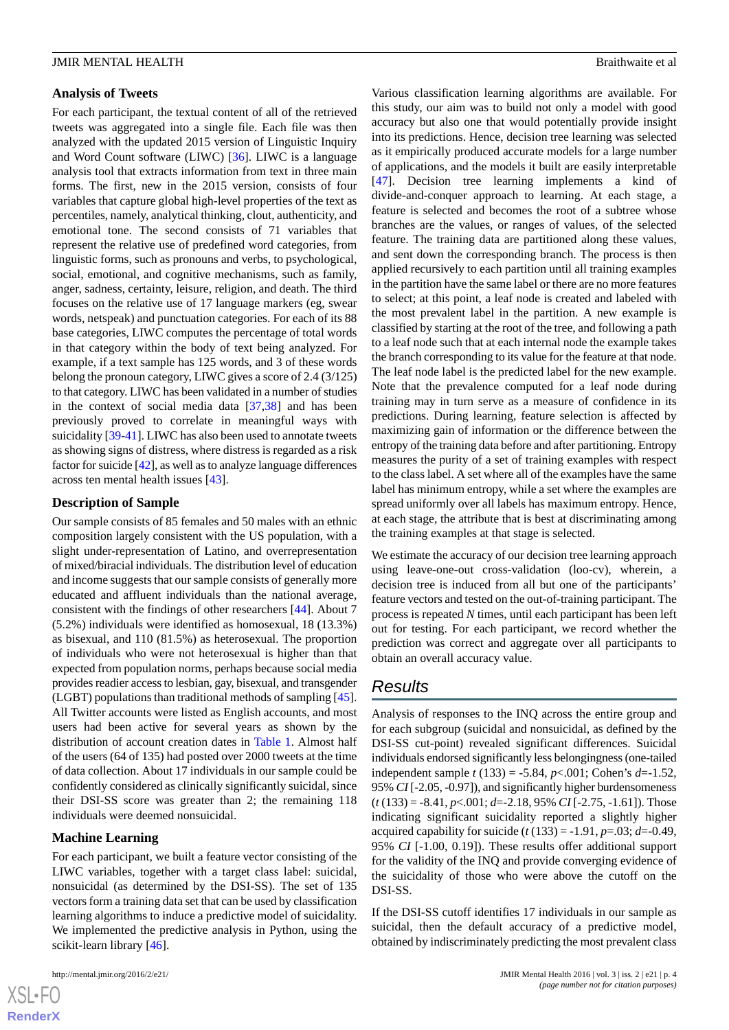### Analysis of Tweets

For each participant, the textual content of all of the retrieved tweets was aggregated into a single file. Each file was then analyzed with the updated 2015 version of Linguistic Inquiry and Word Count software (LIWC) [36]. LIWC is a language analysis tool that extracts information from text in three main forms. The first, new in the 2015 version, consists of four variables that capture global high-level properties of the text as percentiles, namely, analytical thinking, clout, authenticity, and emotional tone. The second consists of 71 variables that represent the relative use of predefined word categories, from linguistic forms, such as pronouns and verbs, to psychological, social, emotional, and cognitive mechanisms, such as family, anger, sadness, certainty, leisure, religion, and death. The third focuses on the relative use of 17 language markers (eg, swear words, netspeak) and punctuation categories. For each of its 88 base categories, LIWC computes the percentage of total words in that category within the body of text being analyzed. For example, if a text sample has 125 words, and 3 of these words belong the pronoun category, LIWC gives a score of 2.4 (3/125) to that category. LIWC has been validated in a number of studies in the context of social media data [37,38] and has been previously proved to correlate in meaningful ways with suicidality [39-41]. LIWC has also been used to annotate tweets as showing signs of distress, where distress is regarded as a risk factor for suicide [42], as well as to analyze language differences across ten mental health issues [43].

### Description of Sample

Our sample consists of 85 females and 50 males with an ethnic composition largely consistent with the US population, with a slight under-representation of Latino, and overrepresentation of mixed/biracial individuals. The distribution level of education and income suggests that our sample consists of generally more educated and affluent individuals than the national average, consistent with the findings of other researchers [44]. About 7 (5.2%) individuals were identified as homosexual, 18 (13.3%) as bisexual, and 110 (81.5%) as heterosexual. The proportion of individuals who were not heterosexual is higher than that expected from population norms, perhaps because social media provides readier access to lesbian, gay, bisexual, and transgender (LGBT) populations than traditional methods of sampling [45]. All Twitter accounts were listed as English accounts, and most users had been active for several years as shown by the distribution of account creation dates in Table 1. Almost half of the users (64 of 135) had posted over 2000 tweets at the time of data collection. About 17 individuals in our sample could be confidently considered as clinically significantly suicidal, since their DSI-SS score was greater than 2; the remaining 118 individuals were deemed nonsuicidal.

### Machine Learning

For each participant, we built a feature vector consisting of the LIWC variables, together with a target class label: suicidal, nonsuicidal (as determined by the DSI-SS). The set of 135 vectors form a training data set that can be used by classification learning algorithms to induce a predictive model of suicidality. We implemented the predictive analysis in Python, using the scikit-learn library [46].

Various classification learning algorithms are available. For this study, our aim was to build not only a model with good accuracy but also one that would potentially provide insight into its predictions. Hence, decision tree learning was selected as it empirically produced accurate models for a large number of applications, and the models it built are easily interpretable [47]. Decision tree learning implements a kind of divide-and-conquer approach to learning. At each stage, a feature is selected and becomes the root of a subtree whose branches are the values, or ranges of values, of the selected feature. The training data are partitioned along these values, and sent down the corresponding branch. The process is then applied recursively to each partition until all training examples in the partition have the same label or there are no more features to select; at this point, a leaf node is created and labeled with the most prevalent label in the partition. A new example is classified by starting at the root of the tree, and following a path to a leaf node such that at each internal node the example takes the branch corresponding to its value for the feature at that node. The leaf node label is the predicted label for the new example. Note that the prevalence computed for a leaf node during training may in turn serve as a measure of confidence in its predictions. During learning, feature selection is affected by maximizing gain of information or the difference between the entropy of the training data before and after partitioning. Entropy measures the purity of a set of training examples with respect to the class label. A set where all of the examples have the same label has minimum entropy, while a set where the examples are spread uniformly over all labels has maximum entropy. Hence, at each stage, the attribute that is best at discriminating among the training examples at that stage is selected.

We estimate the accuracy of our decision tree learning approach using leave-one-out cross-validation (loo-cv), wherein, a decision tree is induced from all but one of the participants' feature vectors and tested on the out-of-training participant. The process is repeated *N* times, until each participant has been left out for testing. For each participant, we record whether the prediction was correct and aggregate over all participants to obtain an overall accuracy value.

## Results

Analysis of responses to the INQ across the entire group and for each subgroup (suicidal and nonsuicidal, as defined by the DSI-SS cut-point) revealed significant differences. Suicidal individuals endorsed significantly less belongingness (one-tailed independent sample $t$ (133) = -5.84, $p$<.001; Cohen's $d$=-1.52, 95% *CI* [-2.05, -0.97]), and significantly higher burdensomeness ($t$ (133) = -8.41, $p$<.001; $d$=-2.18, 95% *CI* [-2.75, -1.61]). Those indicating significant suicidality reported a slightly higher acquired capability for suicide ($t$ (133) = -1.91, $p$=.03; $d$=-0.49, 95% *CI* [-1.00, 0.19]). These results offer additional support for the validity of the INQ and provide converging evidence of the suicidality of those who were above the cutoff on the DSI-SS.

If the DSI-SS cutoff identifies 17 individuals in our sample as suicidal, then the default accuracy of a predictive model, obtained by indiscriminately predicting the most prevalent class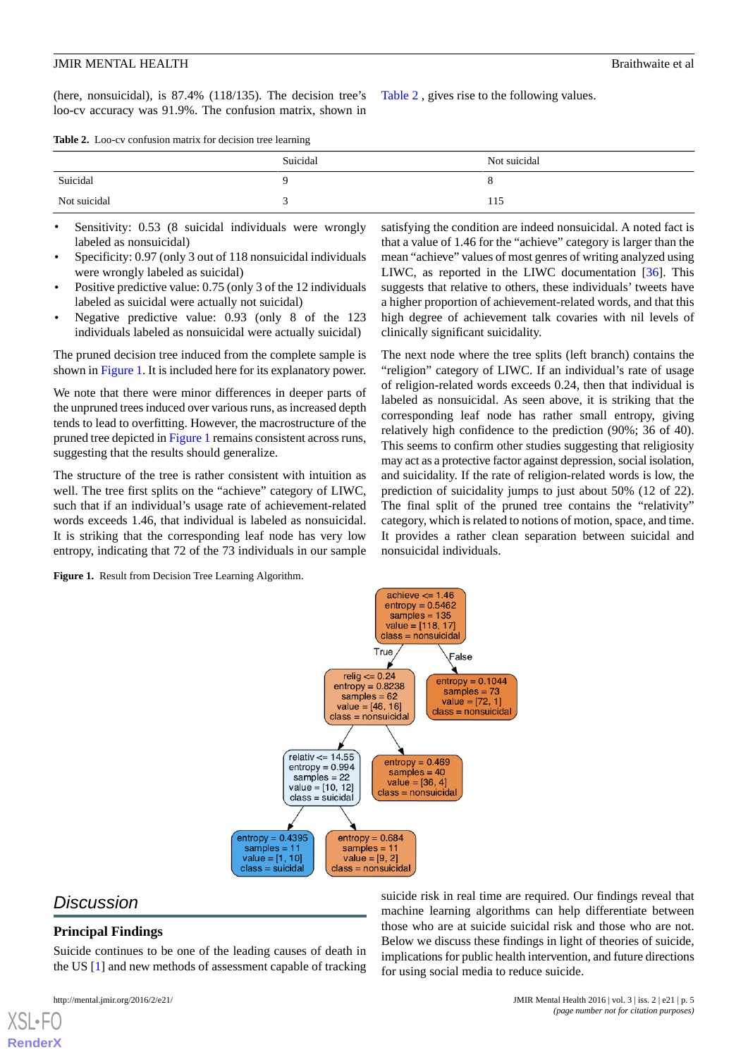(here, nonsuicidal), is 87.4% (118/135). The decision tree's loo-cv accuracy was 91.9%. The confusion matrix, shown in Table 2, gives rise to the following values.

**Table 2.** Loo-cv confusion matrix for decision tree learning

| | Suicidal | Not suicidal |
|---|---|---|
| Suicidal | 9 | 8 |
| Not suicidal | 3 | 115 |

- Sensitivity: 0.53 (8 suicidal individuals were wrongly labeled as nonsuicidal)
- Specificity: 0.97 (only 3 out of 118 nonsuicidal individuals were wrongly labeled as suicidal)
- Positive predictive value: 0.75 (only 3 of the 12 individuals labeled as suicidal were actually not suicidal)
- Negative predictive value: 0.93 (only 8 of the 123 individuals labeled as nonsuicidal were actually suicidal)

The pruned decision tree induced from the complete sample is shown in Figure 1. It is included here for its explanatory power.

We note that there were minor differences in deeper parts of the unpruned trees induced over various runs, as increased depth tends to lead to overfitting. However, the macrostructure of the pruned tree depicted in Figure 1 remains consistent across runs, suggesting that the results should generalize.

The structure of the tree is rather consistent with intuition as well. The tree first splits on the "achieve" category of LIWC, such that if an individual's usage rate of achievement-related words exceeds 1.46, that individual is labeled as nonsuicidal. It is striking that the corresponding leaf node has very low entropy, indicating that 72 of the 73 individuals in our sample satisfying the condition are indeed nonsuicidal. A noted fact is that a value of 1.46 for the "achieve" category is larger than the mean "achieve" values of most genres of writing analyzed using LIWC, as reported in the LIWC documentation [36]. This suggests that relative to others, these individuals' tweets have a higher proportion of achievement-related words, and that this high degree of achievement talk covaries with nil levels of clinically significant suicidality.

The next node where the tree splits (left branch) contains the "religion" category of LIWC. If an individual's rate of usage of religion-related words exceeds 0.24, then that individual is labeled as nonsuicidal. As seen above, it is striking that the corresponding leaf node has rather small entropy, giving relatively high confidence to the prediction (90%; 36 of 40). This seems to confirm other studies suggesting that religiosity may act as a protective factor against depression, social isolation, and suicidality. If the rate of religion-related words is low, the prediction of suicidality jumps to just about 50% (12 of 22). The final split of the pruned tree contains the "relativity" category, which is related to notions of motion, space, and time. It provides a rather clean separation between suicidal and nonsuicidal individuals.

**Figure 1.** Result from Decision Tree Learning Algorithm.

## Discussion

### Principal Findings

Suicide continues to be one of the leading causes of death in the US [1] and new methods of assessment capable of tracking suicide risk in real time are required. Our findings reveal that machine learning algorithms can help differentiate between those who are at suicide suicidal risk and those who are not. Below we discuss these findings in light of theories of suicide, implications for public health intervention, and future directions for using social media to reduce suicide.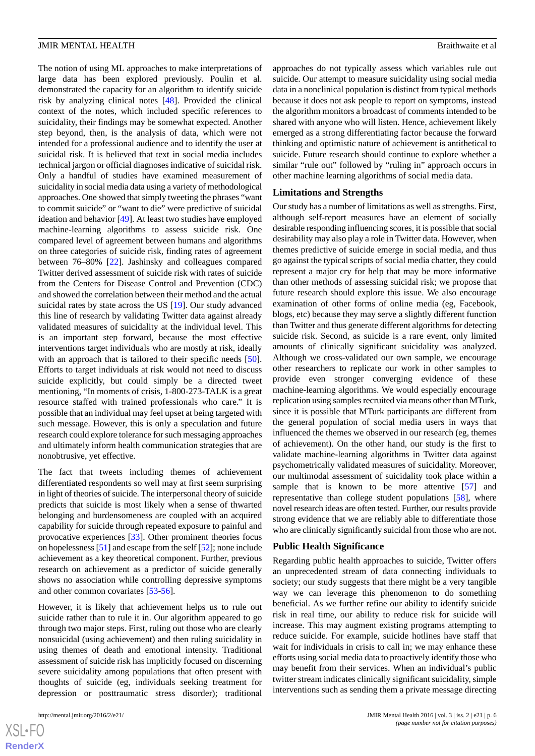The notion of using ML approaches to make interpretations of large data has been explored previously. Poulin et al. demonstrated the capacity for an algorithm to identify suicide risk by analyzing clinical notes [48]. Provided the clinical context of the notes, which included specific references to suicidality, their findings may be somewhat expected. Another step beyond, then, is the analysis of data, which were not intended for a professional audience and to identify the user at suicidal risk. It is believed that text in social media includes technical jargon or official diagnoses indicative of suicidal risk. Only a handful of studies have examined measurement of suicidality in social media data using a variety of methodological approaches. One showed that simply tweeting the phrases "want to commit suicide" or "want to die" were predictive of suicidal ideation and behavior [49]. At least two studies have employed machine-learning algorithms to assess suicide risk. One compared level of agreement between humans and algorithms on three categories of suicide risk, finding rates of agreement between 76–80% [22]. Jashinsky and colleagues compared Twitter derived assessment of suicide risk with rates of suicide from the Centers for Disease Control and Prevention (CDC) and showed the correlation between their method and the actual suicidal rates by state across the US [19]. Our study advanced this line of research by validating Twitter data against already validated measures of suicidality at the individual level. This is an important step forward, because the most effective interventions target individuals who are mostly at risk, ideally with an approach that is tailored to their specific needs [50]. Efforts to target individuals at risk would not need to discuss suicide explicitly, but could simply be a directed tweet mentioning, "In moments of crisis, 1-800-273-TALK is a great resource staffed with trained professionals who care." It is possible that an individual may feel upset at being targeted with such message. However, this is only a speculation and future research could explore tolerance for such messaging approaches and ultimately inform health communication strategies that are nonobtrusive, yet effective.

The fact that tweets including themes of achievement differentiated respondents so well may at first seem surprising in light of theories of suicide. The interpersonal theory of suicide predicts that suicide is most likely when a sense of thwarted belonging and burdensomeness are coupled with an acquired capability for suicide through repeated exposure to painful and provocative experiences [33]. Other prominent theories focus on hopelessness [51] and escape from the self [52]; none include achievement as a key theoretical component. Further, previous research on achievement as a predictor of suicide generally shows no association while controlling depressive symptoms and other common covariates [53-56].

However, it is likely that achievement helps us to rule out suicide rather than to rule it in. Our algorithm appeared to go through two major steps. First, ruling out those who are clearly nonsuicidal (using achievement) and then ruling suicidality in using themes of death and emotional intensity. Traditional assessment of suicide risk has implicitly focused on discerning severe suicidality among populations that often present with thoughts of suicide (eg, individuals seeking treatment for depression or posttraumatic stress disorder); traditional approaches do not typically assess which variables rule out suicide. Our attempt to measure suicidality using social media data in a nonclinical population is distinct from typical methods because it does not ask people to report on symptoms, instead the algorithm monitors a broadcast of comments intended to be shared with anyone who will listen. Hence, achievement likely emerged as a strong differentiating factor because the forward thinking and optimistic nature of achievement is antithetical to suicide. Future research should continue to explore whether a similar "rule out" followed by "ruling in" approach occurs in other machine learning algorithms of social media data.

### Limitations and Strengths

Our study has a number of limitations as well as strengths. First, although self-report measures have an element of socially desirable responding influencing scores, it is possible that social desirability may also play a role in Twitter data. However, when themes predictive of suicide emerge in social media, and thus go against the typical scripts of social media chatter, they could represent a major cry for help that may be more informative than other methods of assessing suicidal risk; we propose that future research should explore this issue. We also encourage examination of other forms of online media (eg, Facebook, blogs, etc) because they may serve a slightly different function than Twitter and thus generate different algorithms for detecting suicide risk. Second, as suicide is a rare event, only limited amounts of clinically significant suicidality was analyzed. Although we cross-validated our own sample, we encourage other researchers to replicate our work in other samples to provide even stronger converging evidence of these machine-learning algorithms. We would especially encourage replication using samples recruited via means other than MTurk, since it is possible that MTurk participants are different from the general population of social media users in ways that influenced the themes we observed in our research (eg, themes of achievement). On the other hand, our study is the first to validate machine-learning algorithms in Twitter data against psychometrically validated measures of suicidality. Moreover, our multimodal assessment of suicidality took place within a sample that is known to be more attentive [57] and representative than college student populations [58], where novel research ideas are often tested. Further, our results provide strong evidence that we are reliably able to differentiate those who are clinically significantly suicidal from those who are not.

### Public Health Significance

Regarding public health approaches to suicide, Twitter offers an unprecedented stream of data connecting individuals to society; our study suggests that there might be a very tangible way we can leverage this phenomenon to do something beneficial. As we further refine our ability to identify suicide risk in real time, our ability to reduce risk for suicide will increase. This may augment existing programs attempting to reduce suicide. For example, suicide hotlines have staff that wait for individuals in crisis to call in; we may enhance these efforts using social media data to proactively identify those who may benefit from their services. When an individual's public twitter stream indicates clinically significant suicidality, simple interventions such as sending them a private message directing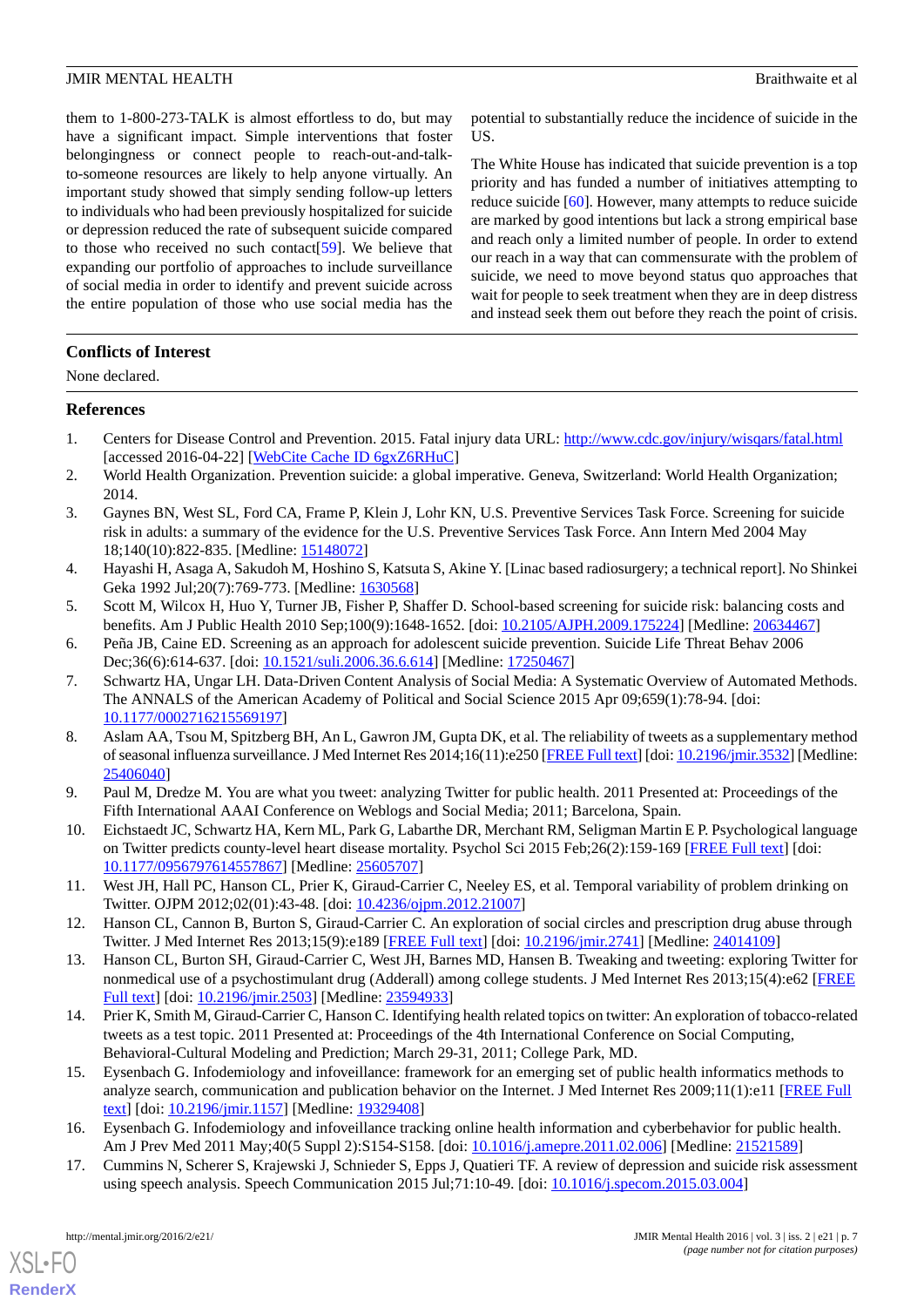them to 1-800-273-TALK is almost effortless to do, but may have a significant impact. Simple interventions that foster belongingness or connect people to reach-out-and-talk-to-someone resources are likely to help anyone virtually. An important study showed that simply sending follow-up letters to individuals who had been previously hospitalized for suicide or depression reduced the rate of subsequent suicide compared to those who received no such contact[59]. We believe that expanding our portfolio of approaches to include surveillance of social media in order to identify and prevent suicide across the entire population of those who use social media has the potential to substantially reduce the incidence of suicide in the US.

The White House has indicated that suicide prevention is a top priority and has funded a number of initiatives attempting to reduce suicide [60]. However, many attempts to reduce suicide are marked by good intentions but lack a strong empirical base and reach only a limited number of people. In order to extend our reach in a way that can commensurate with the problem of suicide, we need to move beyond status quo approaches that wait for people to seek treatment when they are in deep distress and instead seek them out before they reach the point of crisis.

## Conflicts of Interest

None declared.

## References

1. Centers for Disease Control and Prevention. 2015. Fatal injury data URL: http://www.cdc.gov/injury/wisqars/fatal.html [accessed 2016-04-22] [WebCite Cache ID 6gxZ6RHuC]
2. World Health Organization. Prevention suicide: a global imperative. Geneva, Switzerland: World Health Organization; 2014.
3. Gaynes BN, West SL, Ford CA, Frame P, Klein J, Lohr KN, U.S. Preventive Services Task Force. Screening for suicide risk in adults: a summary of the evidence for the U.S. Preventive Services Task Force. Ann Intern Med 2004 May 18;140(10):822-835. [Medline: 15148072]
4. Hayashi H, Asaga A, Sakudoh M, Hoshino S, Katsuta S, Akine Y. [Linac based radiosurgery; a technical report]. No Shinkei Geka 1992 Jul;20(7):769-773. [Medline: 1630568]
5. Scott M, Wilcox H, Huo Y, Turner JB, Fisher P, Shaffer D. School-based screening for suicide risk: balancing costs and benefits. Am J Public Health 2010 Sep;100(9):1648-1652. [doi: 10.2105/AJPH.2009.175224] [Medline: 20634467]
6. Peña JB, Caine ED. Screening as an approach for adolescent suicide prevention. Suicide Life Threat Behav 2006 Dec;36(6):614-637. [doi: 10.1521/suli.2006.36.6.614] [Medline: 17250467]
7. Schwartz HA, Ungar LH. Data-Driven Content Analysis of Social Media: A Systematic Overview of Automated Methods. The ANNALS of the American Academy of Political and Social Science 2015 Apr 09;659(1):78-94. [doi: 10.1177/0002716215569197]
8. Aslam AA, Tsou M, Spitzberg BH, An L, Gawron JM, Gupta DK, et al. The reliability of tweets as a supplementary method of seasonal influenza surveillance. J Med Internet Res 2014;16(11):e250 [FREE Full text] [doi: 10.2196/jmir.3532] [Medline: 25406040]
9. Paul M, Dredze M. You are what you tweet: analyzing Twitter for public health. 2011 Presented at: Proceedings of the Fifth International AAAI Conference on Weblogs and Social Media; 2011; Barcelona, Spain.
10. Eichstaedt JC, Schwartz HA, Kern ML, Park G, Labarthe DR, Merchant RM, Seligman Martin E P. Psychological language on Twitter predicts county-level heart disease mortality. Psychol Sci 2015 Feb;26(2):159-169 [FREE Full text] [doi: 10.1177/0956797614557867] [Medline: 25605707]
11. West JH, Hall PC, Hanson CL, Prier K, Giraud-Carrier C, Neeley ES, et al. Temporal variability of problem drinking on Twitter. OJPM 2012;02(01):43-48. [doi: 10.4236/ojpm.2012.21007]
12. Hanson CL, Cannon B, Burton S, Giraud-Carrier C. An exploration of social circles and prescription drug abuse through Twitter. J Med Internet Res 2013;15(9):e189 [FREE Full text] [doi: 10.2196/jmir.2741] [Medline: 24014109]
13. Hanson CL, Burton SH, Giraud-Carrier C, West JH, Barnes MD, Hansen B. Tweaking and tweeting: exploring Twitter for nonmedical use of a psychostimulant drug (Adderall) among college students. J Med Internet Res 2013;15(4):e62 [FREE Full text] [doi: 10.2196/jmir.2503] [Medline: 23594933]
14. Prier K, Smith M, Giraud-Carrier C, Hanson C. Identifying health related topics on twitter: An exploration of tobacco-related tweets as a test topic. 2011 Presented at: Proceedings of the 4th International Conference on Social Computing, Behavioral-Cultural Modeling and Prediction; March 29-31, 2011; College Park, MD.
15. Eysenbach G. Infodemiology and infoveillance: framework for an emerging set of public health informatics methods to analyze search, communication and publication behavior on the Internet. J Med Internet Res 2009;11(1):e11 [FREE Full text] [doi: 10.2196/jmir.1157] [Medline: 19329408]
16. Eysenbach G. Infodemiology and infoveillance tracking online health information and cyberbehavior for public health. Am J Prev Med 2011 May;40(5 Suppl 2):S154-S158. [doi: 10.1016/j.amepre.2011.02.006] [Medline: 21521589]
17. Cummins N, Scherer S, Krajewski J, Schnieder S, Epps J, Quatieri TF. A review of depression and suicide risk assessment using speech analysis. Speech Communication 2015 Jul;71:10-49. [doi: 10.1016/j.specom.2015.03.004]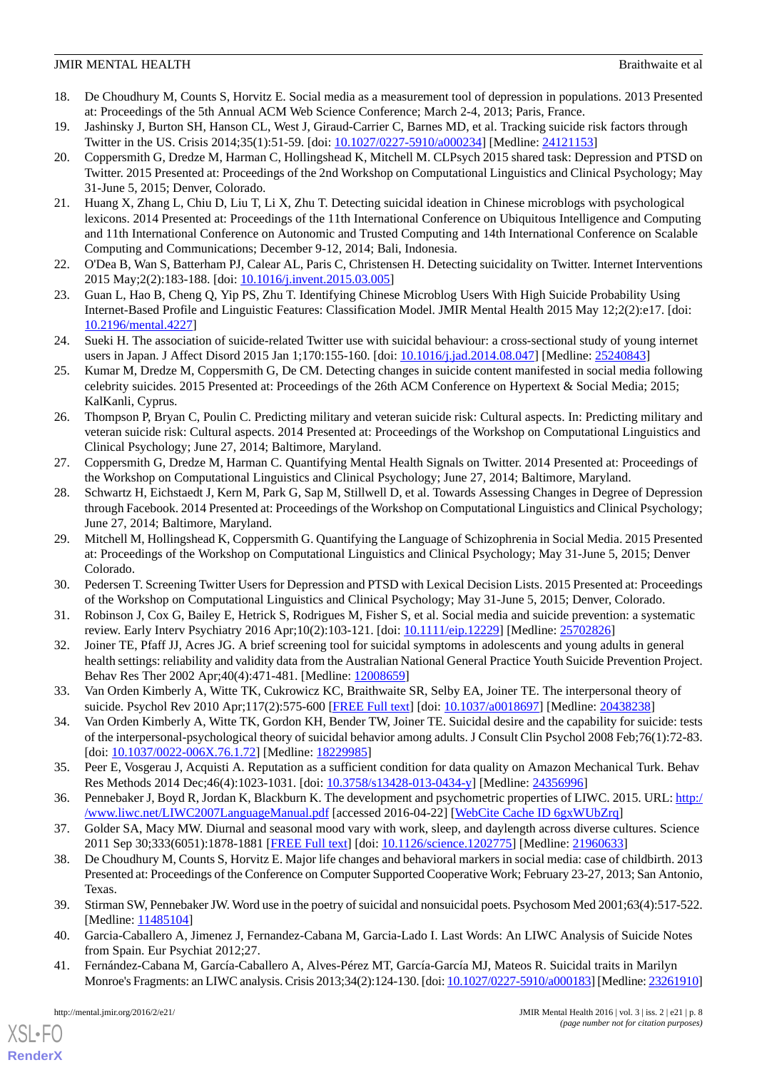18. De Choudhury M, Counts S, Horvitz E. Social media as a measurement tool of depression in populations. 2013 Presented at: Proceedings of the 5th Annual ACM Web Science Conference; March 2-4, 2013; Paris, France.
19. Jashinsky J, Burton SH, Hanson CL, West J, Giraud-Carrier C, Barnes MD, et al. Tracking suicide risk factors through Twitter in the US. Crisis 2014;35(1):51-59. [doi: 10.1027/0227-5910/a000234] [Medline: 24121153]
20. Coppersmith G, Dredze M, Harman C, Hollingshead K, Mitchell M. CLPsych 2015 shared task: Depression and PTSD on Twitter. 2015 Presented at: Proceedings of the 2nd Workshop on Computational Linguistics and Clinical Psychology; May 31-June 5, 2015; Denver, Colorado.
21. Huang X, Zhang L, Chiu D, Liu T, Li X, Zhu T. Detecting suicidal ideation in Chinese microblogs with psychological lexicons. 2014 Presented at: Proceedings of the 11th International Conference on Ubiquitous Intelligence and Computing and 11th International Conference on Autonomic and Trusted Computing and 14th International Conference on Scalable Computing and Communications; December 9-12, 2014; Bali, Indonesia.
22. O'Dea B, Wan S, Batterham PJ, Calear AL, Paris C, Christensen H. Detecting suicidality on Twitter. Internet Interventions 2015 May;2(2):183-188. [doi: 10.1016/j.invent.2015.03.005]
23. Guan L, Hao B, Cheng Q, Yip PS, Zhu T. Identifying Chinese Microblog Users With High Suicide Probability Using Internet-Based Profile and Linguistic Features: Classification Model. JMIR Mental Health 2015 May 12;2(2):e17. [doi: 10.2196/mental.4227]
24. Sueki H. The association of suicide-related Twitter use with suicidal behaviour: a cross-sectional study of young internet users in Japan. J Affect Disord 2015 Jan 1;170:155-160. [doi: 10.1016/j.jad.2014.08.047] [Medline: 25240843]
25. Kumar M, Dredze M, Coppersmith G, De CM. Detecting changes in suicide content manifested in social media following celebrity suicides. 2015 Presented at: Proceedings of the 26th ACM Conference on Hypertext & Social Media; 2015; KalKanli, Cyprus.
26. Thompson P, Bryan C, Poulin C. Predicting military and veteran suicide risk: Cultural aspects. In: Predicting military and veteran suicide risk: Cultural aspects. 2014 Presented at: Proceedings of the Workshop on Computational Linguistics and Clinical Psychology; June 27, 2014; Baltimore, Maryland.
27. Coppersmith G, Dredze M, Harman C. Quantifying Mental Health Signals on Twitter. 2014 Presented at: Proceedings of the Workshop on Computational Linguistics and Clinical Psychology; June 27, 2014; Baltimore, Maryland.
28. Schwartz H, Eichstaedt J, Kern M, Park G, Sap M, Stillwell D, et al. Towards Assessing Changes in Degree of Depression through Facebook. 2014 Presented at: Proceedings of the Workshop on Computational Linguistics and Clinical Psychology; June 27, 2014; Baltimore, Maryland.
29. Mitchell M, Hollingshead K, Coppersmith G. Quantifying the Language of Schizophrenia in Social Media. 2015 Presented at: Proceedings of the Workshop on Computational Linguistics and Clinical Psychology; May 31-June 5, 2015; Denver Colorado.
30. Pedersen T. Screening Twitter Users for Depression and PTSD with Lexical Decision Lists. 2015 Presented at: Proceedings of the Workshop on Computational Linguistics and Clinical Psychology; May 31-June 5, 2015; Denver, Colorado.
31. Robinson J, Cox G, Bailey E, Hetrick S, Rodrigues M, Fisher S, et al. Social media and suicide prevention: a systematic review. Early Interv Psychiatry 2016 Apr;10(2):103-121. [doi: 10.1111/eip.12229] [Medline: 25702826]
32. Joiner TE, Pfaff JJ, Acres JG. A brief screening tool for suicidal symptoms in adolescents and young adults in general health settings: reliability and validity data from the Australian National General Practice Youth Suicide Prevention Project. Behav Res Ther 2002 Apr;40(4):471-481. [Medline: 12008659]
33. Van Orden Kimberly A, Witte TK, Cukrowicz KC, Braithwaite SR, Selby EA, Joiner TE. The interpersonal theory of suicide. Psychol Rev 2010 Apr;117(2):575-600 [FREE Full text] [doi: 10.1037/a0018697] [Medline: 20438238]
34. Van Orden Kimberly A, Witte TK, Gordon KH, Bender TW, Joiner TE. Suicidal desire and the capability for suicide: tests of the interpersonal-psychological theory of suicidal behavior among adults. J Consult Clin Psychol 2008 Feb;76(1):72-83. [doi: 10.1037/0022-006X.76.1.72] [Medline: 18229985]
35. Peer E, Vosgerau J, Acquisti A. Reputation as a sufficient condition for data quality on Amazon Mechanical Turk. Behav Res Methods 2014 Dec;46(4):1023-1031. [doi: 10.3758/s13428-013-0434-y] [Medline: 24356996]
36. Pennebaker J, Boyd R, Jordan K, Blackburn K. The development and psychometric properties of LIWC. 2015. URL: http://www.liwc.net/LIWC2007LanguageManual.pdf [accessed 2016-04-22] [WebCite Cache ID 6gxWUbZrq]
37. Golder SA, Macy MW. Diurnal and seasonal mood vary with work, sleep, and daylength across diverse cultures. Science 2011 Sep 30;333(6051):1878-1881 [FREE Full text] [doi: 10.1126/science.1202775] [Medline: 21960633]
38. De Choudhury M, Counts S, Horvitz E. Major life changes and behavioral markers in social media: case of childbirth. 2013 Presented at: Proceedings of the Conference on Computer Supported Cooperative Work; February 23-27, 2013; San Antonio, Texas.
39. Stirman SW, Pennebaker JW. Word use in the poetry of suicidal and nonsuicidal poets. Psychosom Med 2001;63(4):517-522. [Medline: 11485104]
40. Garcia-Caballero A, Jimenez J, Fernandez-Cabana M, Garcia-Lado I. Last Words: An LIWC Analysis of Suicide Notes from Spain. Eur Psychiat 2012;27.
41. Fernández-Cabana M, García-Caballero A, Alves-Pérez MT, García-García MJ, Mateos R. Suicidal traits in Marilyn Monroe's Fragments: an LIWC analysis. Crisis 2013;34(2):124-130. [doi: 10.1027/0227-5910/a000183] [Medline: 23261910]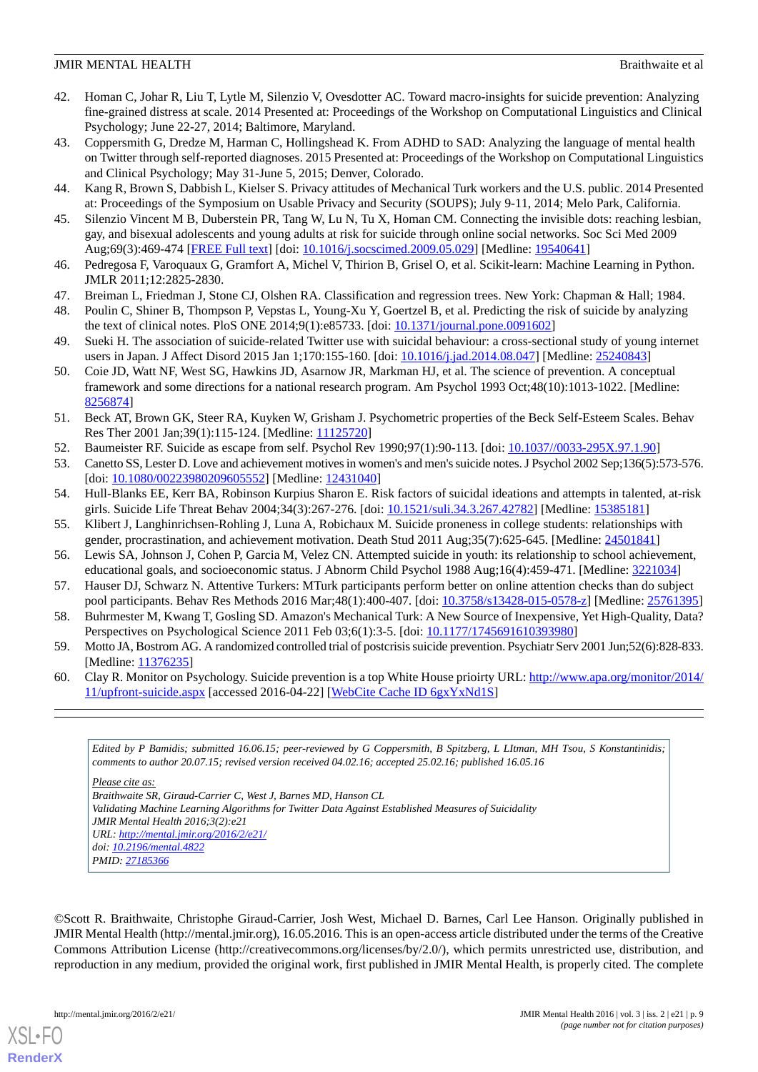42. Homan C, Johar R, Liu T, Lytle M, Silenzio V, Ovesdotter AC. Toward macro-insights for suicide prevention: Analyzing fine-grained distress at scale. 2014 Presented at: Proceedings of the Workshop on Computational Linguistics and Clinical Psychology; June 22-27, 2014; Baltimore, Maryland.
43. Coppersmith G, Dredze M, Harman C, Hollingshead K. From ADHD to SAD: Analyzing the language of mental health on Twitter through self-reported diagnoses. 2015 Presented at: Proceedings of the Workshop on Computational Linguistics and Clinical Psychology; May 31-June 5, 2015; Denver, Colorado.
44. Kang R, Brown S, Dabbish L, Kielser S. Privacy attitudes of Mechanical Turk workers and the U.S. public. 2014 Presented at: Proceedings of the Symposium on Usable Privacy and Security (SOUPS); July 9-11, 2014; Melo Park, California.
45. Silenzio Vincent M B, Duberstein PR, Tang W, Lu N, Tu X, Homan CM. Connecting the invisible dots: reaching lesbian, gay, and bisexual adolescents and young adults at risk for suicide through online social networks. Soc Sci Med 2009 Aug;69(3):469-474 [FREE Full text] [doi: 10.1016/j.socscimed.2009.05.029] [Medline: 19540641]
46. Pedregosa F, Varoquaux G, Gramfort A, Michel V, Thirion B, Grisel O, et al. Scikit-learn: Machine Learning in Python. JMLR 2011;12:2825-2830.
47. Breiman L, Friedman J, Stone CJ, Olshen RA. Classification and regression trees. New York: Chapman & Hall; 1984.
48. Poulin C, Shiner B, Thompson P, Vepstas L, Young-Xu Y, Goertzel B, et al. Predicting the risk of suicide by analyzing the text of clinical notes. PloS ONE 2014;9(1):e85733. [doi: 10.1371/journal.pone.0091602]
49. Sueki H. The association of suicide-related Twitter use with suicidal behaviour: a cross-sectional study of young internet users in Japan. J Affect Disord 2015 Jan 1;170:155-160. [doi: 10.1016/j.jad.2014.08.047] [Medline: 25240843]
50. Coie JD, Watt NF, West SG, Hawkins JD, Asarnow JR, Markman HJ, et al. The science of prevention. A conceptual framework and some directions for a national research program. Am Psychol 1993 Oct;48(10):1013-1022. [Medline: 8256874]
51. Beck AT, Brown GK, Steer RA, Kuyken W, Grisham J. Psychometric properties of the Beck Self-Esteem Scales. Behav Res Ther 2001 Jan;39(1):115-124. [Medline: 11125720]
52. Baumeister RF. Suicide as escape from self. Psychol Rev 1990;97(1):90-113. [doi: 10.1037//0033-295X.97.1.90]
53. Canetto SS, Lester D. Love and achievement motives in women's and men's suicide notes. J Psychol 2002 Sep;136(5):573-576. [doi: 10.1080/00223980209605552] [Medline: 12431040]
54. Hull-Blanks EE, Kerr BA, Robinson Kurpius Sharon E. Risk factors of suicidal ideations and attempts in talented, at-risk girls. Suicide Life Threat Behav 2004;34(3):267-276. [doi: 10.1521/suli.34.3.267.42782] [Medline: 15385181]
55. Klibert J, Langhinrichsen-Rohling J, Luna A, Robichaux M. Suicide proneness in college students: relationships with gender, procrastination, and achievement motivation. Death Stud 2011 Aug;35(7):625-645. [Medline: 24501841]
56. Lewis SA, Johnson J, Cohen P, Garcia M, Velez CN. Attempted suicide in youth: its relationship to school achievement, educational goals, and socioeconomic status. J Abnorm Child Psychol 1988 Aug;16(4):459-471. [Medline: 3221034]
57. Hauser DJ, Schwarz N. Attentive Turkers: MTurk participants perform better on online attention checks than do subject pool participants. Behav Res Methods 2016 Mar;48(1):400-407. [doi: 10.3758/s13428-015-0578-z] [Medline: 25761395]
58. Buhrmester M, Kwang T, Gosling SD. Amazon's Mechanical Turk: A New Source of Inexpensive, Yet High-Quality, Data? Perspectives on Psychological Science 2011 Feb 03;6(1):3-5. [doi: 10.1177/1745691610393980]
59. Motto JA, Bostrom AG. A randomized controlled trial of postcrisis suicide prevention. Psychiatr Serv 2001 Jun;52(6):828-833. [Medline: 11376235]
60. Clay R. Monitor on Psychology. Suicide prevention is a top White House prioirty URL: http://www.apa.org/monitor/2014/11/upfront-suicide.aspx [accessed 2016-04-22] [WebCite Cache ID 6gxYxNd1S]

---

*Edited by P Bamidis; submitted 16.06.15; peer-reviewed by G Coppersmith, B Spitzberg, L LItman, MH Tsou, S Konstantinidis; comments to author 20.07.15; revised version received 04.02.16; accepted 25.02.16; published 16.05.16*

*Please cite as:*
*Braithwaite SR, Giraud-Carrier C, West J, Barnes MD, Hanson CL*
*Validating Machine Learning Algorithms for Twitter Data Against Established Measures of Suicidality*
*JMIR Mental Health 2016;3(2):e21*
*URL: http://mental.jmir.org/2016/2/e21/*
*doi: 10.2196/mental.4822*
*PMID: 27185366*

©Scott R. Braithwaite, Christophe Giraud-Carrier, Josh West, Michael D. Barnes, Carl Lee Hanson. Originally published in JMIR Mental Health (http://mental.jmir.org), 16.05.2016. This is an open-access article distributed under the terms of the Creative Commons Attribution License (http://creativecommons.org/licenses/by/2.0/), which permits unrestricted use, distribution, and reproduction in any medium, provided the original work, first published in JMIR Mental Health, is properly cited. The complete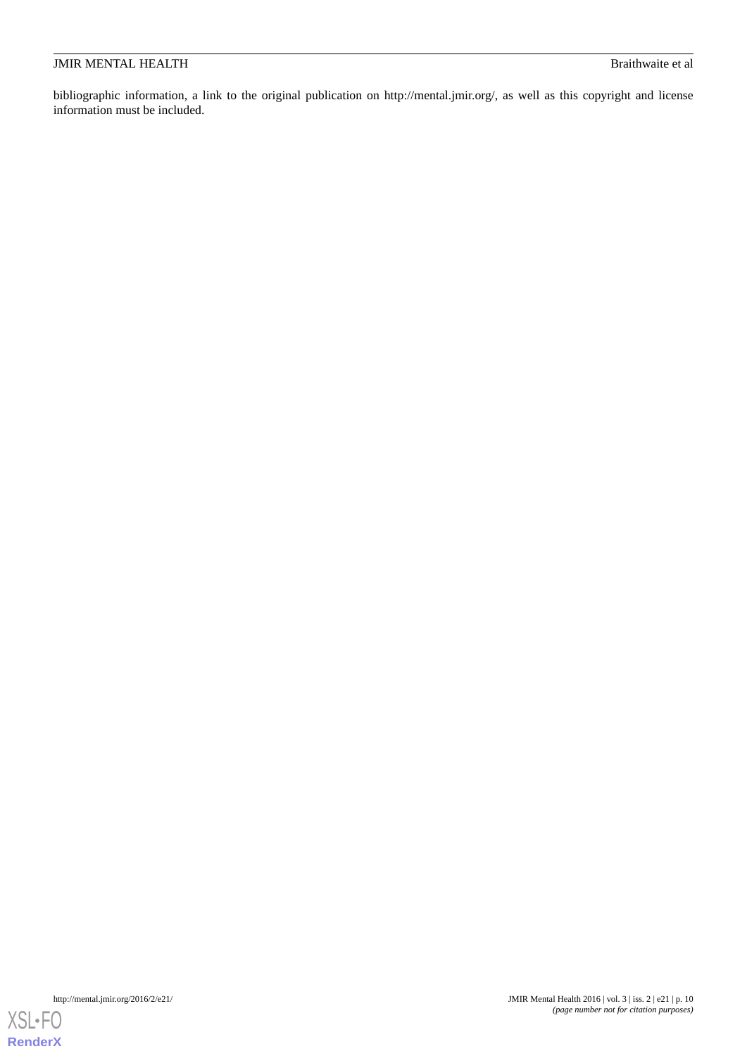bibliographic information, a link to the original publication on http://mental.jmir.org/, as well as this copyright and license information must be included.